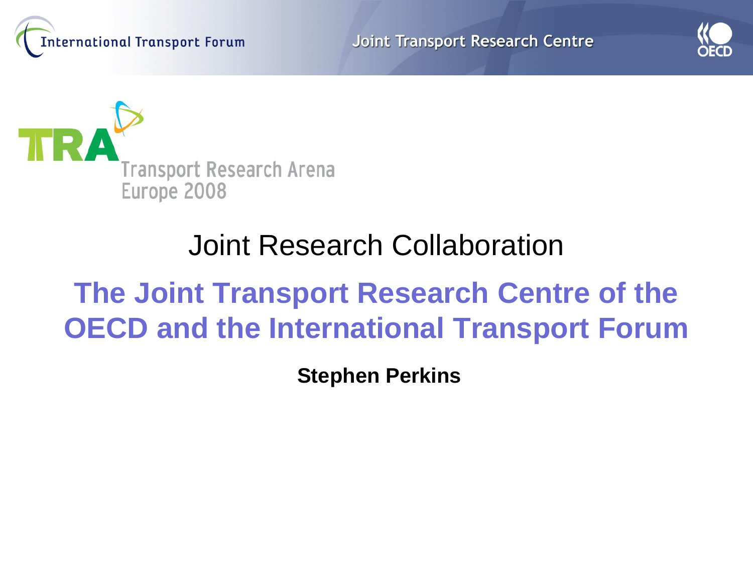International Transport Forum

Joint Transport Research Centre

OECD

TRA

Transport Research Arena Europe 2008

# Joint Research Collaboration

## The Joint Transport Research Centre of the OECD and the International Transport Forum

**Stephen Perkins**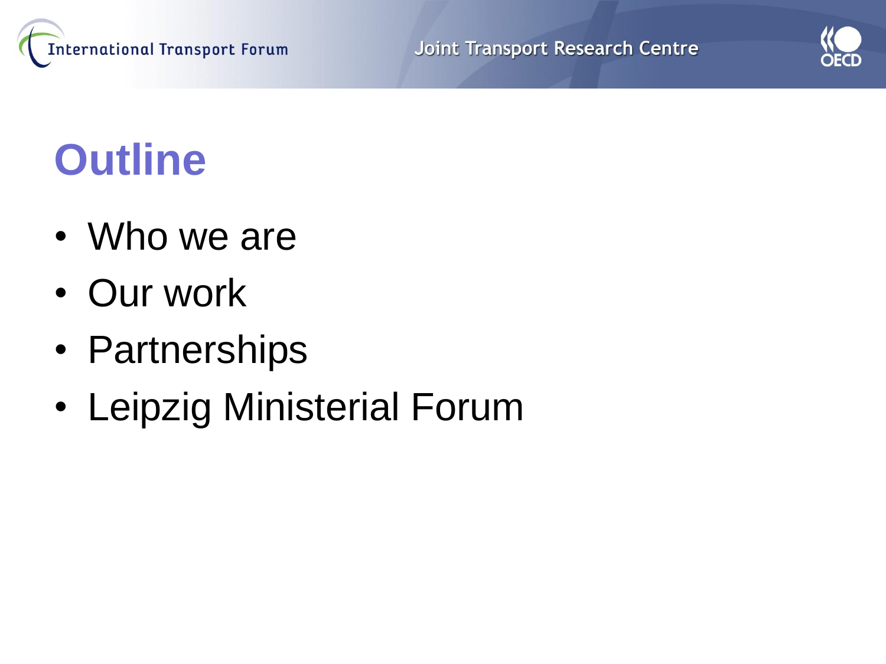# Outline

- Who we are
- Our work
- Partnerships
- Leipzig Ministerial Forum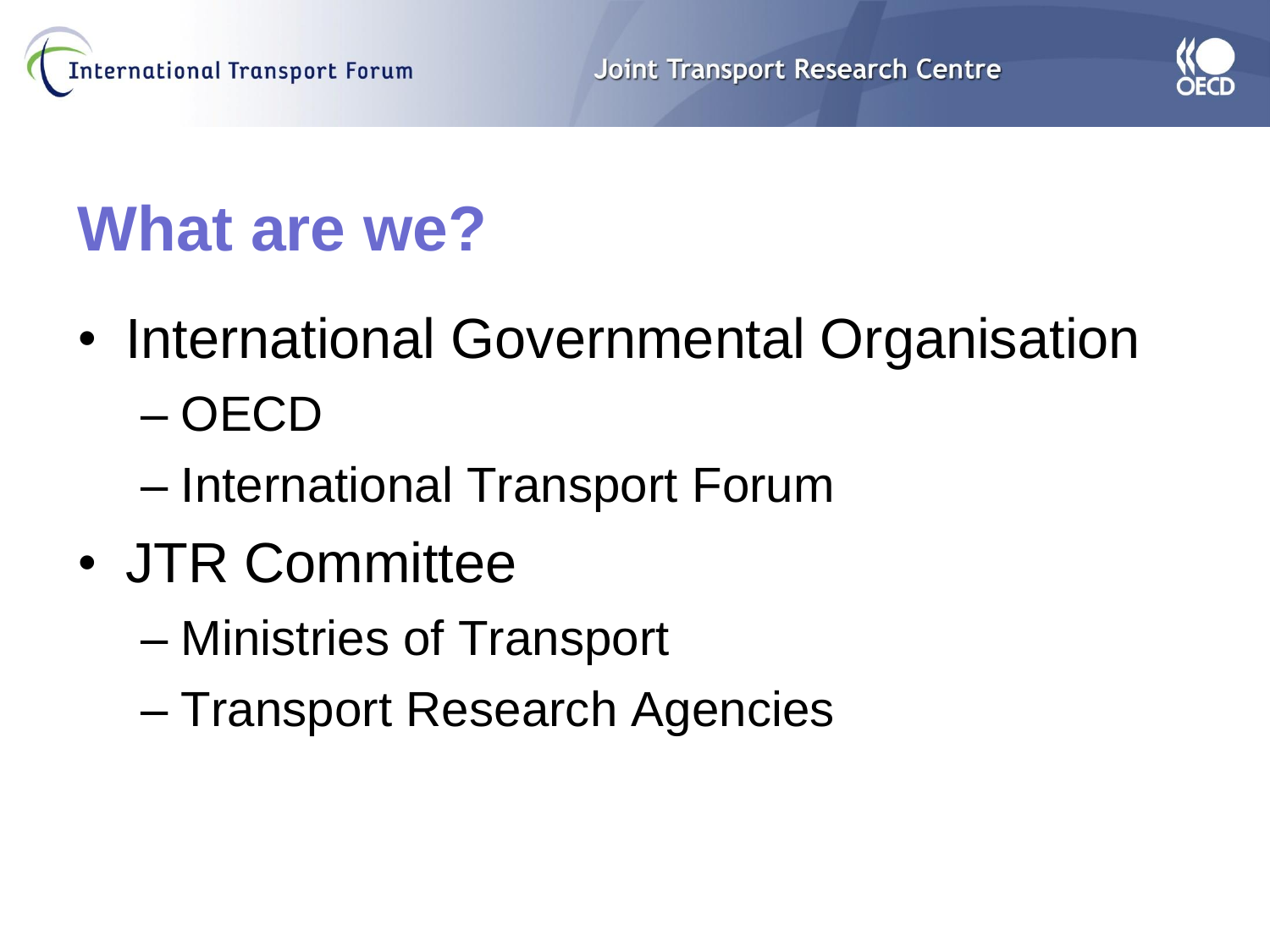# What are we?

- International Governmental Organisation
  - OECD
  - International Transport Forum
- JTR Committee
  - Ministries of Transport
  - Transport Research Agencies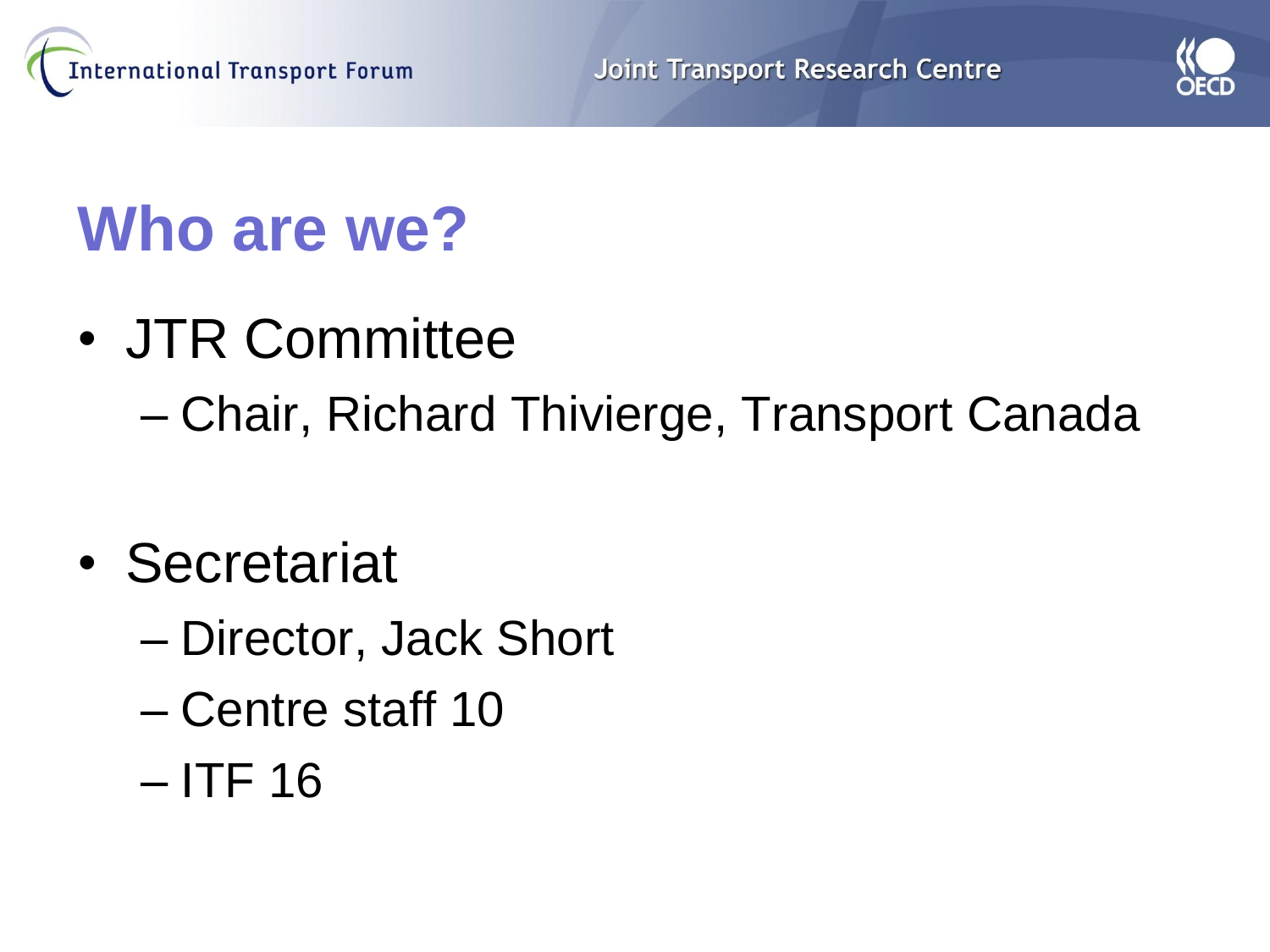# Who are we?

- JTR Committee
  - Chair, Richard Thivierge, Transport Canada
- Secretariat
  - Director, Jack Short
  - Centre staff 10
  - ITF 16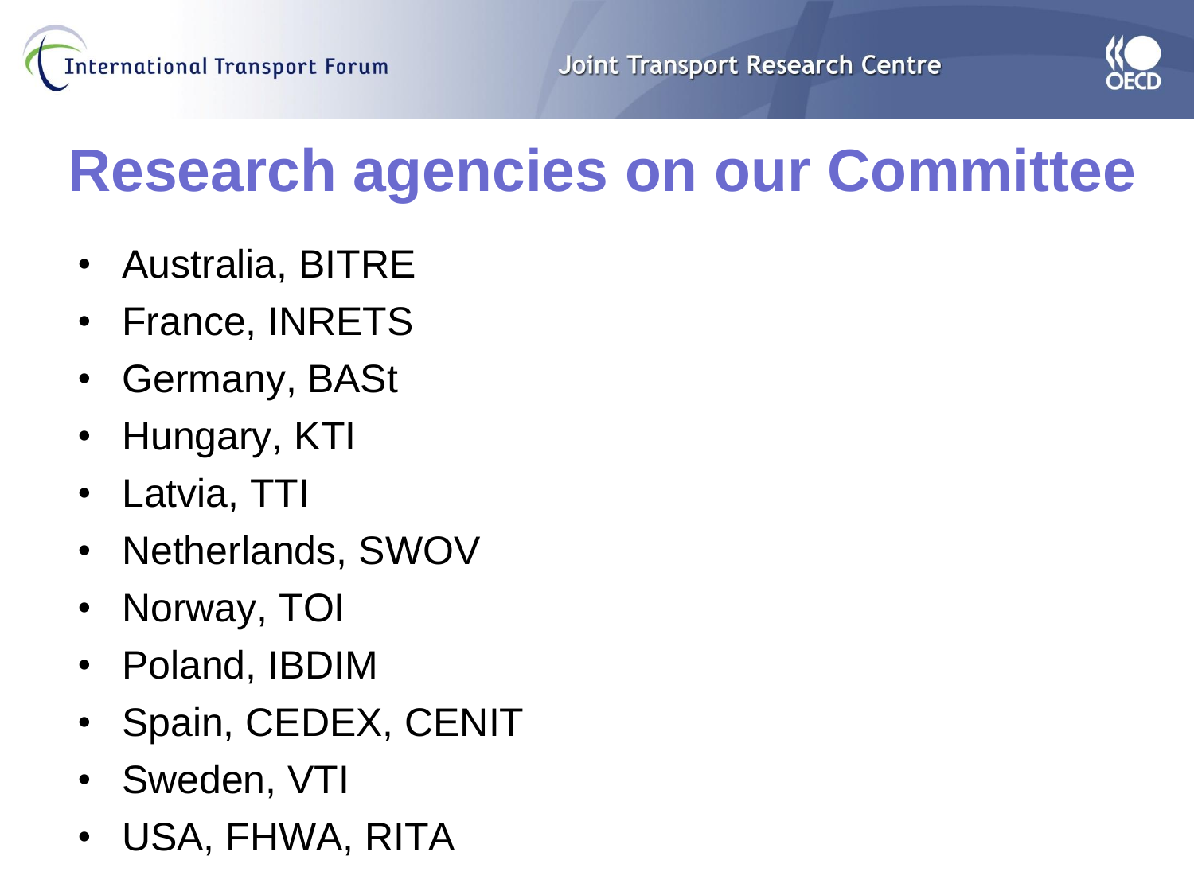# Research agencies on our Committee

- Australia, BITRE
- France, INRETS
- Germany, BASt
- Hungary, KTI
- Latvia, TTI
- Netherlands, SWOV
- Norway, TOI
- Poland, IBDIM
- Spain, CEDEX, CENIT
- Sweden, VTI
- USA, FHWA, RITA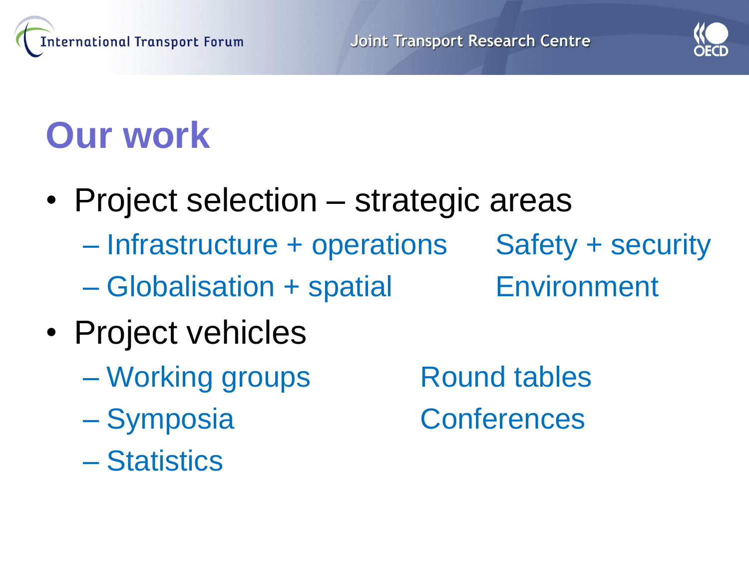# Our work

- Project selection – strategic areas
  - Infrastructure + operations
  - Safety + security
  - Globalisation + spatial
  - Environment
- Project vehicles
  - Working groups
  - Round tables
  - Symposia
  - Conferences
  - Statistics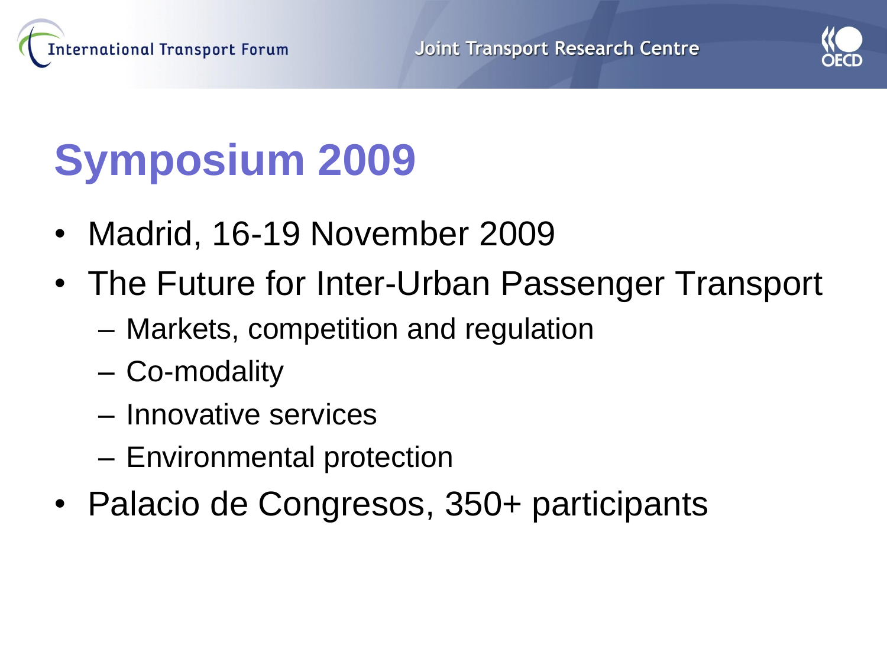# Symposium 2009

- Madrid, 16-19 November 2009
- The Future for Inter-Urban Passenger Transport
  - Markets, competition and regulation
  - Co-modality
  - Innovative services
  - Environmental protection
- Palacio de Congresos, 350+ participants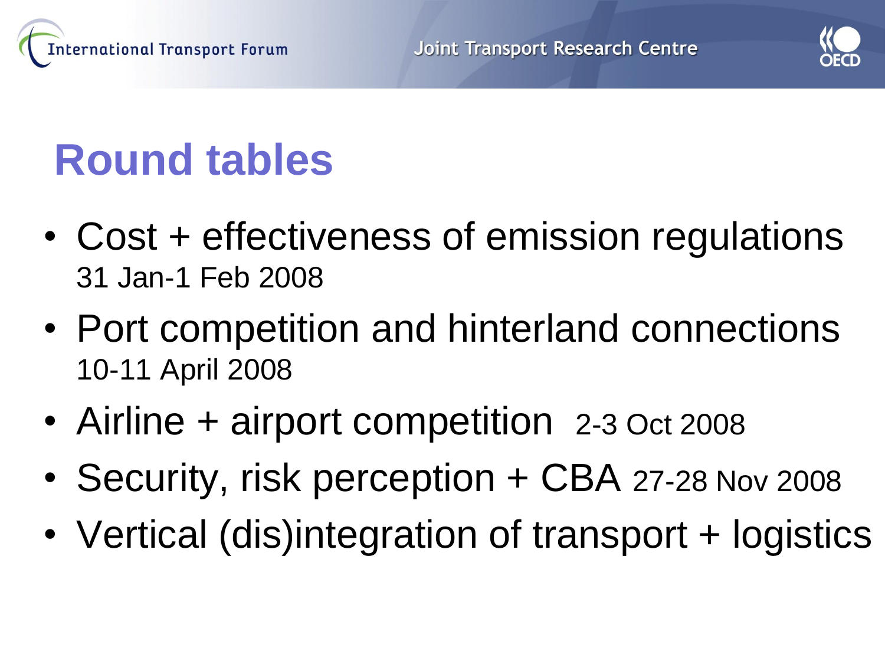# Round tables

- Cost + effectiveness of emission regulations
  31 Jan-1 Feb 2008
- Port competition and hinterland connections
  10-11 April 2008
- Airline + airport competition 2-3 Oct 2008
- Security, risk perception + CBA 27-28 Nov 2008
- Vertical (dis)integration of transport + logistics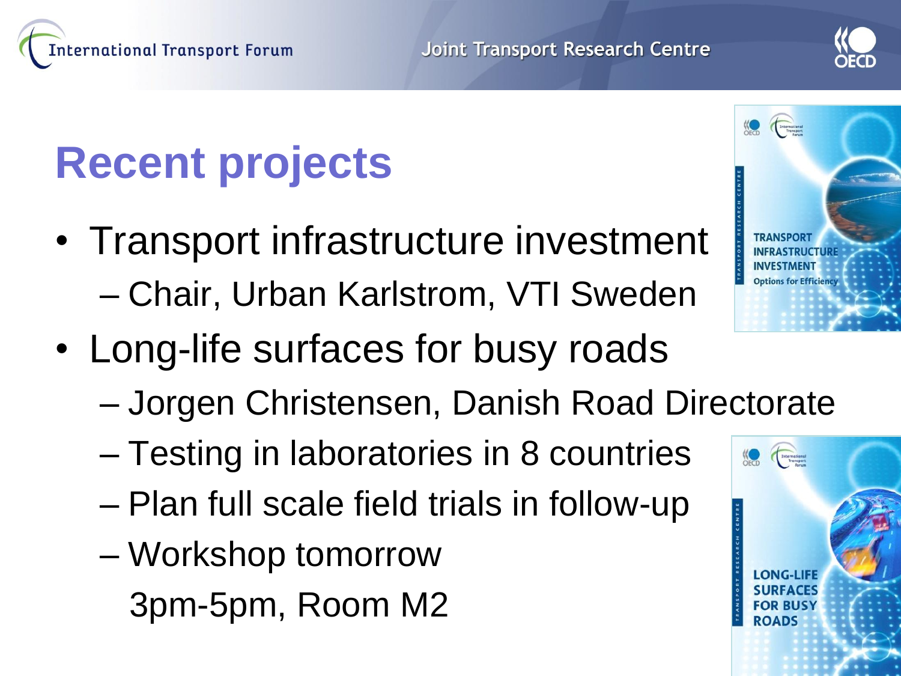# Recent projects

- Transport infrastructure investment
  - Chair, Urban Karlstrom, VTI Sweden
- Long-life surfaces for busy roads
  - Jorgen Christensen, Danish Road Directorate
  - Testing in laboratories in 8 countries
  - Plan full scale field trials in follow-up
  - Workshop tomorrow
    3pm-5pm, Room M2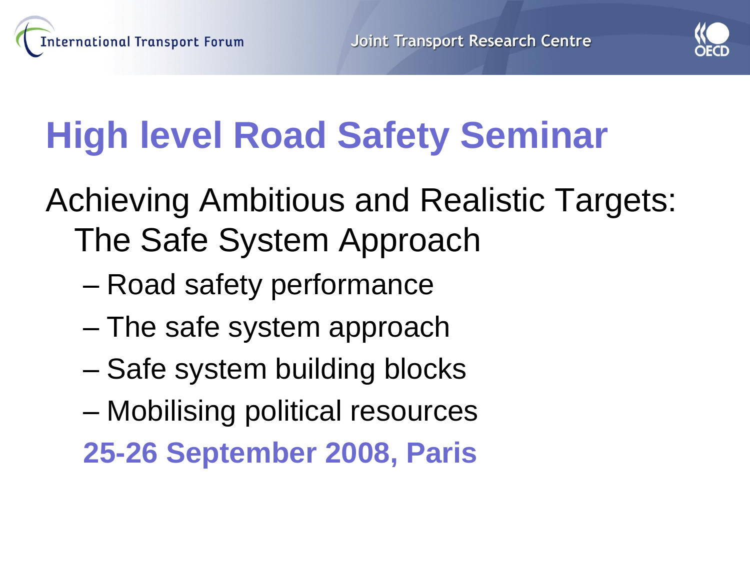# High level Road Safety Seminar

Achieving Ambitious and Realistic Targets: The Safe System Approach

- Road safety performance
- The safe system approach
- Safe system building blocks
- Mobilising political resources

**25-26 September 2008, Paris**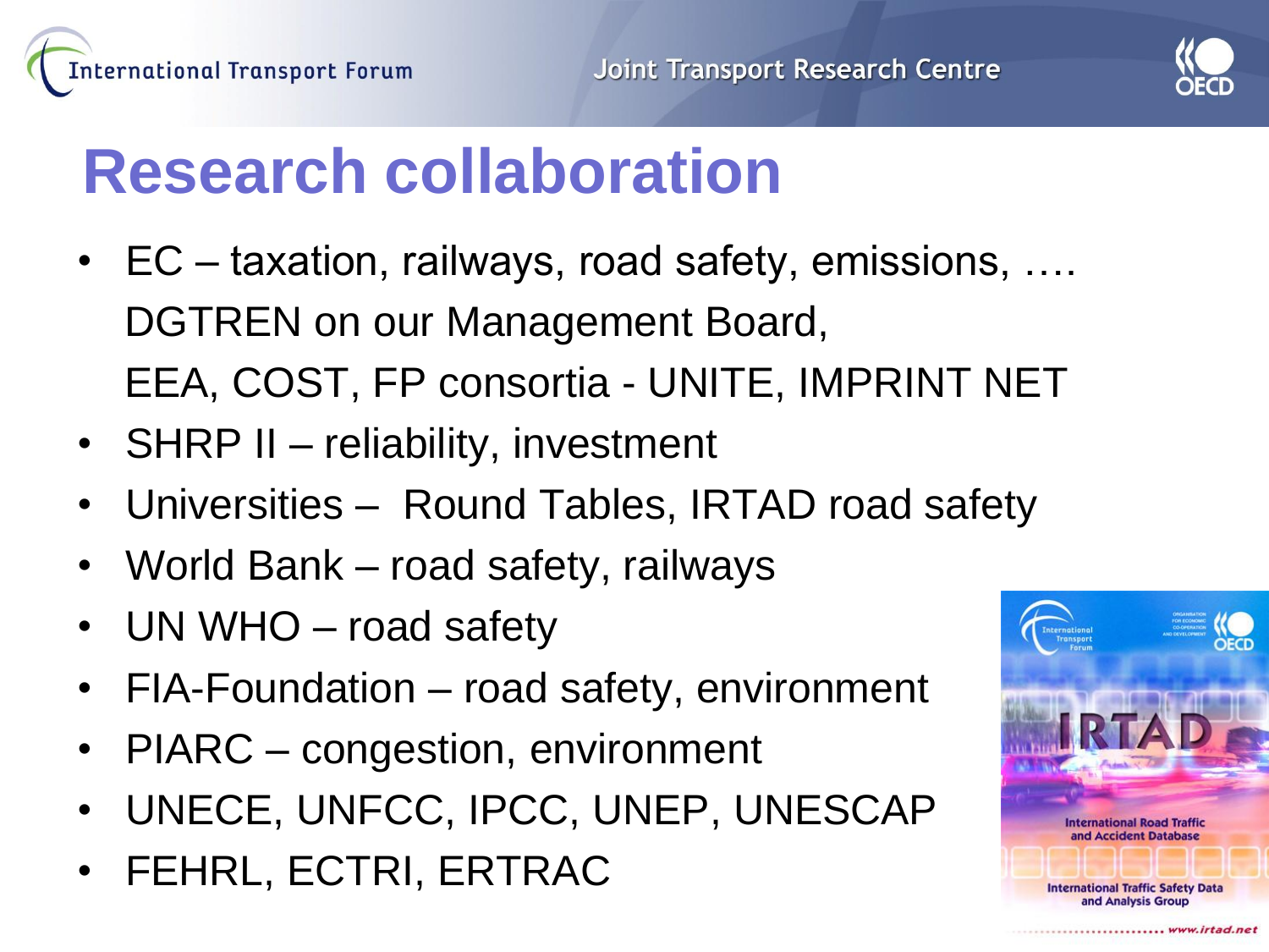# Research collaboration

- EC – taxation, railways, road safety, emissions, ….
  DGTREN on our Management Board,
  EEA, COST, FP consortia - UNITE, IMPRINT NET
- SHRP II – reliability, investment
- Universities – Round Tables, IRTAD road safety
- World Bank – road safety, railways
- UN WHO – road safety
- FIA-Foundation – road safety, environment
- PIARC – congestion, environment
- UNECE, UNFCC, IPCC, UNEP, UNESCAP
- FEHRL, ECTRI, ERTRAC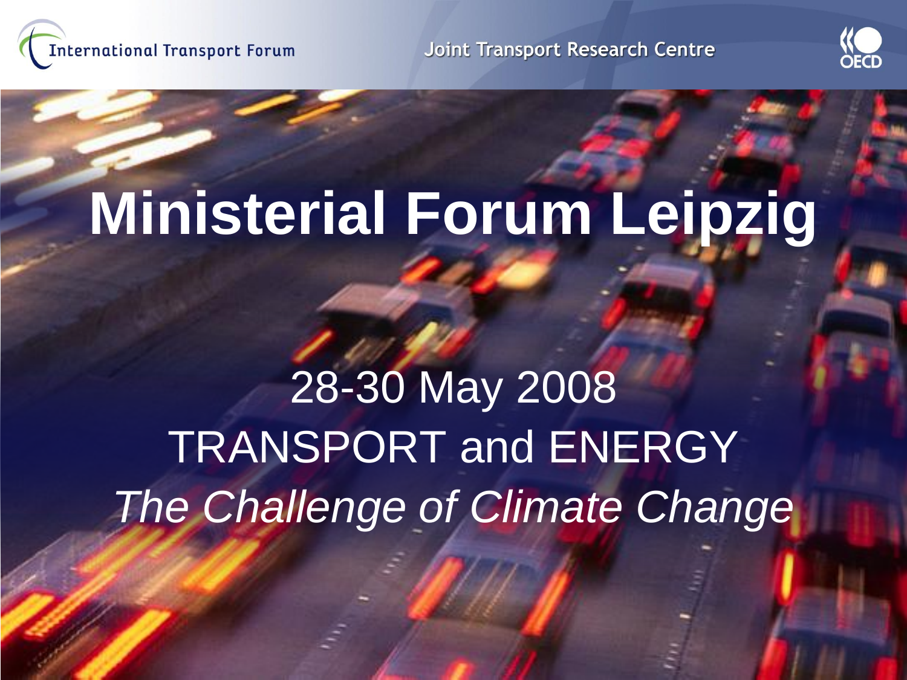International Transport Forum

Joint Transport Research Centre

OECD

# Ministerial Forum Leipzig

28-30 May 2008

TRANSPORT and ENERGY

*The Challenge of Climate Change*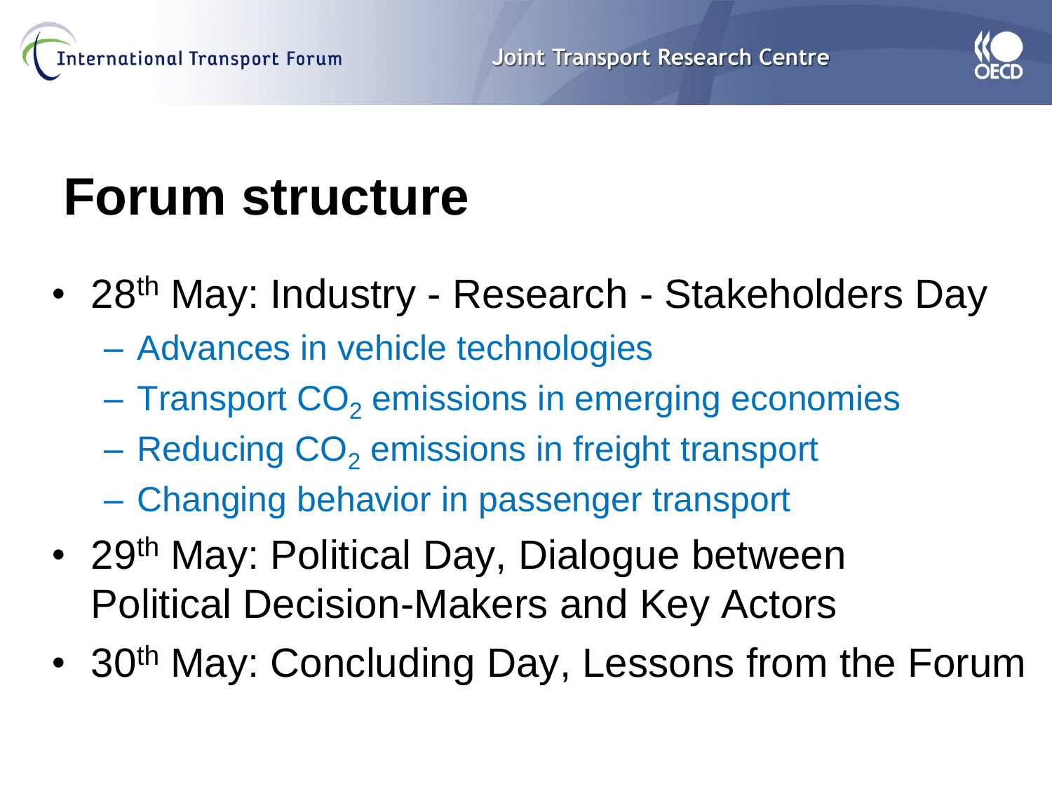# Forum structure

- 28th May: Industry - Research - Stakeholders Day
  - Advances in vehicle technologies
  - Transport $CO_2$ emissions in emerging economies
  - Reducing $CO_2$ emissions in freight transport
  - Changing behavior in passenger transport
- 29th May: Political Day, Dialogue between Political Decision-Makers and Key Actors
- 30th May: Concluding Day, Lessons from the Forum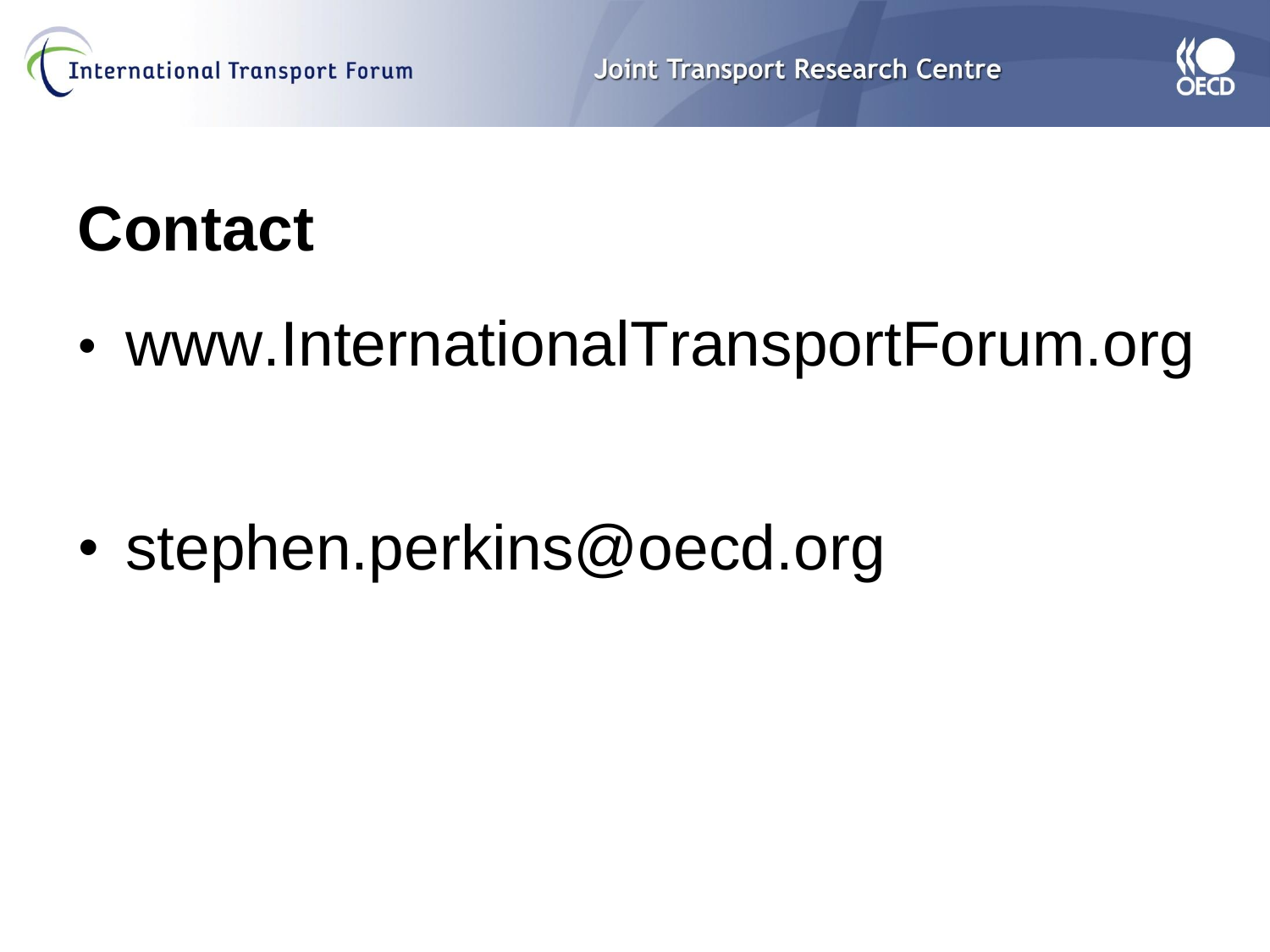# Contact

- www.InternationalTransportForum.org
- stephen.perkins@oecd.org